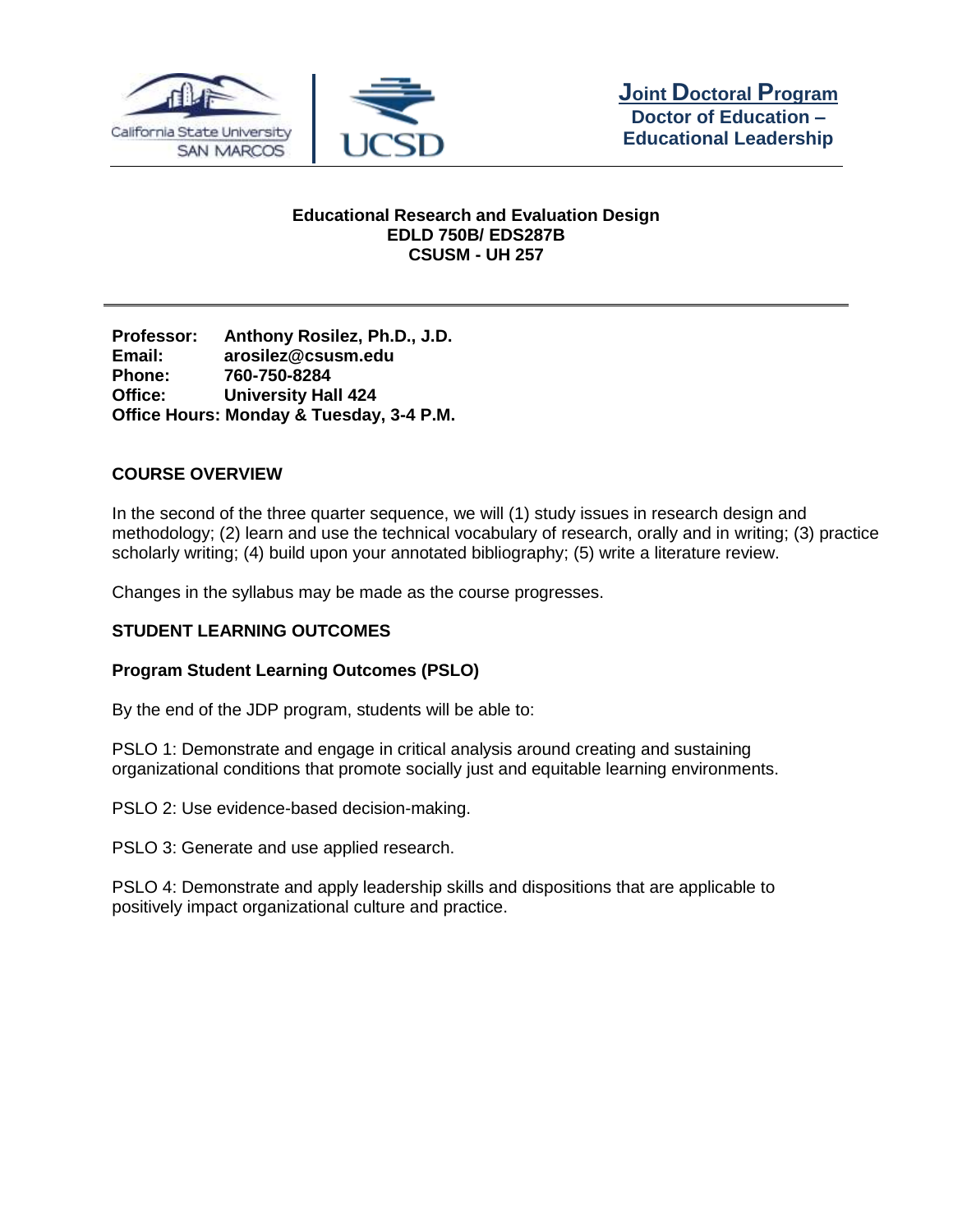**Joint Doctoral Program**
**Doctor of Education – Educational Leadership**

**Educational Research and Evaluation Design**
**EDLD 750B/ EDS287B**
**CSUSM - UH 257**

**Professor:** Anthony Rosilez, Ph.D., J.D.
**Email:** arosilez@csusm.edu
**Phone:** 760-750-8284
**Office:** University Hall 424
**Office Hours:** Monday & Tuesday, 3-4 P.M.

## COURSE OVERVIEW

In the second of the three quarter sequence, we will (1) study issues in research design and methodology; (2) learn and use the technical vocabulary of research, orally and in writing; (3) practice scholarly writing; (4) build upon your annotated bibliography; (5) write a literature review.

Changes in the syllabus may be made as the course progresses.

## STUDENT LEARNING OUTCOMES

### Program Student Learning Outcomes (PSLO)

By the end of the JDP program, students will be able to:

PSLO 1: Demonstrate and engage in critical analysis around creating and sustaining organizational conditions that promote socially just and equitable learning environments.

PSLO 2: Use evidence-based decision-making.

PSLO 3: Generate and use applied research.

PSLO 4: Demonstrate and apply leadership skills and dispositions that are applicable to positively impact organizational culture and practice.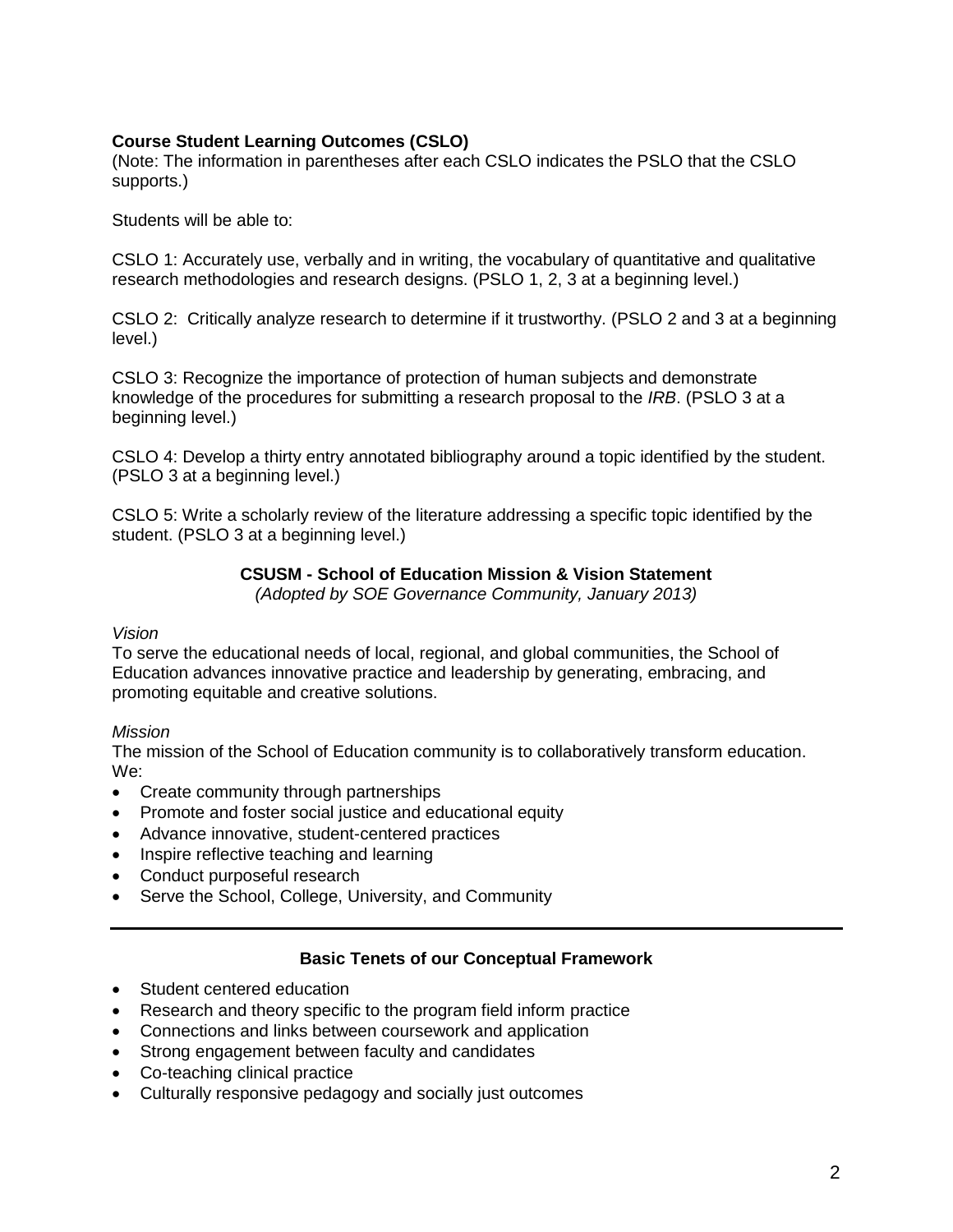**Course Student Learning Outcomes (CSLO)**
(Note: The information in parentheses after each CSLO indicates the PSLO that the CSLO supports.)

Students will be able to:

CSLO 1: Accurately use, verbally and in writing, the vocabulary of quantitative and qualitative research methodologies and research designs. (PSLO 1, 2, 3 at a beginning level.)

CSLO 2: Critically analyze research to determine if it trustworthy. (PSLO 2 and 3 at a beginning level.)

CSLO 3: Recognize the importance of protection of human subjects and demonstrate knowledge of the procedures for submitting a research proposal to the *IRB*. (PSLO 3 at a beginning level.)

CSLO 4: Develop a thirty entry annotated bibliography around a topic identified by the student. (PSLO 3 at a beginning level.)

CSLO 5: Write a scholarly review of the literature addressing a specific topic identified by the student. (PSLO 3 at a beginning level.)

## CSUSM - School of Education Mission & Vision Statement

*(Adopted by SOE Governance Community, January 2013)*

*Vision*
To serve the educational needs of local, regional, and global communities, the School of Education advances innovative practice and leadership by generating, embracing, and promoting equitable and creative solutions.

*Mission*
The mission of the School of Education community is to collaboratively transform education. We:

- Create community through partnerships
- Promote and foster social justice and educational equity
- Advance innovative, student-centered practices
- Inspire reflective teaching and learning
- Conduct purposeful research
- Serve the School, College, University, and Community

---

## Basic Tenets of our Conceptual Framework

- Student centered education
- Research and theory specific to the program field inform practice
- Connections and links between coursework and application
- Strong engagement between faculty and candidates
- Co-teaching clinical practice
- Culturally responsive pedagogy and socially just outcomes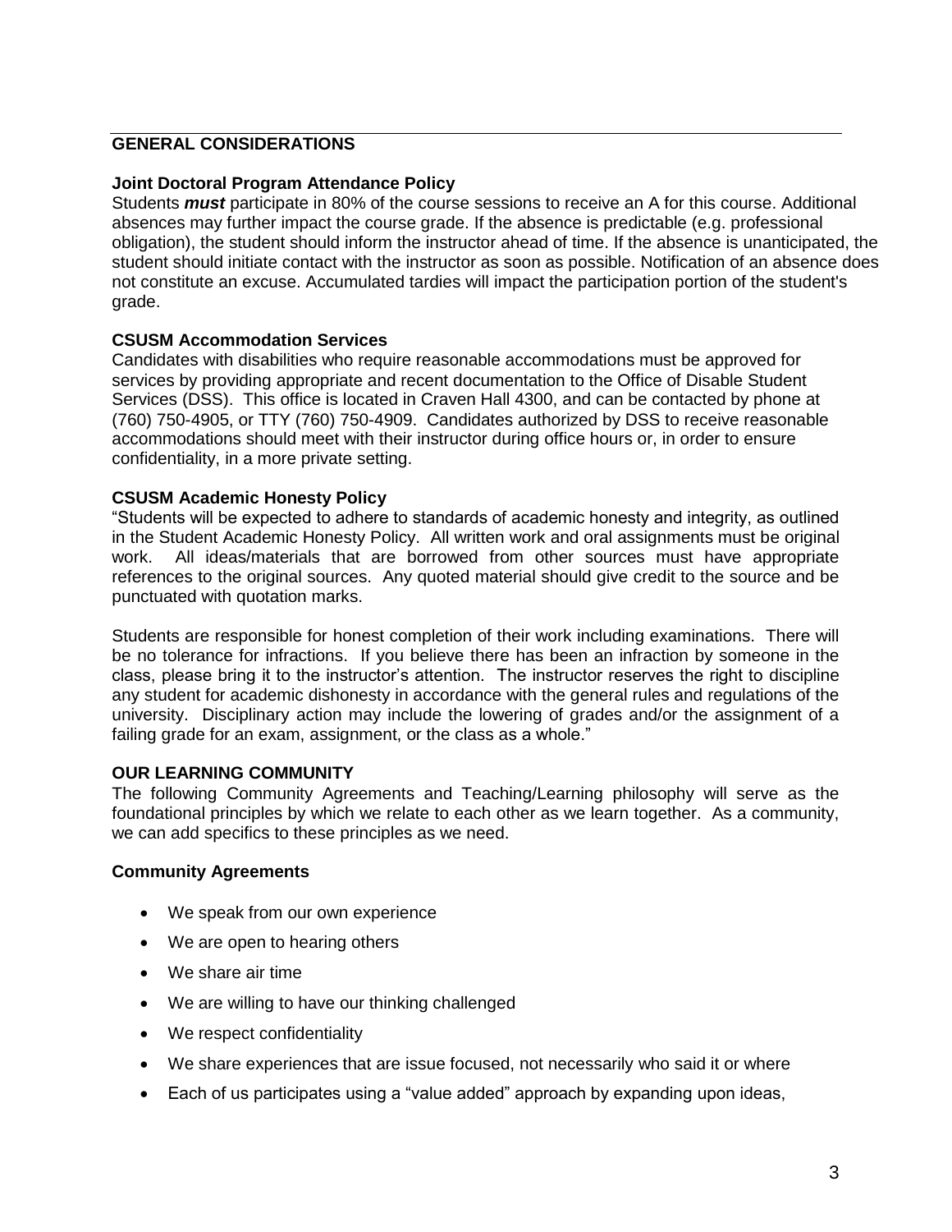## GENERAL CONSIDERATIONS

### Joint Doctoral Program Attendance Policy

Students ***must*** participate in 80% of the course sessions to receive an A for this course. Additional absences may further impact the course grade. If the absence is predictable (e.g. professional obligation), the student should inform the instructor ahead of time. If the absence is unanticipated, the student should initiate contact with the instructor as soon as possible. Notification of an absence does not constitute an excuse. Accumulated tardies will impact the participation portion of the student's grade.

### CSUSM Accommodation Services

Candidates with disabilities who require reasonable accommodations must be approved for services by providing appropriate and recent documentation to the Office of Disable Student Services (DSS). This office is located in Craven Hall 4300, and can be contacted by phone at (760) 750-4905, or TTY (760) 750-4909. Candidates authorized by DSS to receive reasonable accommodations should meet with their instructor during office hours or, in order to ensure confidentiality, in a more private setting.

### CSUSM Academic Honesty Policy

"Students will be expected to adhere to standards of academic honesty and integrity, as outlined in the Student Academic Honesty Policy. All written work and oral assignments must be original work. All ideas/materials that are borrowed from other sources must have appropriate references to the original sources. Any quoted material should give credit to the source and be punctuated with quotation marks.

Students are responsible for honest completion of their work including examinations. There will be no tolerance for infractions. If you believe there has been an infraction by someone in the class, please bring it to the instructor's attention. The instructor reserves the right to discipline any student for academic dishonesty in accordance with the general rules and regulations of the university. Disciplinary action may include the lowering of grades and/or the assignment of a failing grade for an exam, assignment, or the class as a whole."

## OUR LEARNING COMMUNITY

The following Community Agreements and Teaching/Learning philosophy will serve as the foundational principles by which we relate to each other as we learn together. As a community, we can add specifics to these principles as we need.

### Community Agreements

- We speak from our own experience
- We are open to hearing others
- We share air time
- We are willing to have our thinking challenged
- We respect confidentiality
- We share experiences that are issue focused, not necessarily who said it or where
- Each of us participates using a "value added" approach by expanding upon ideas,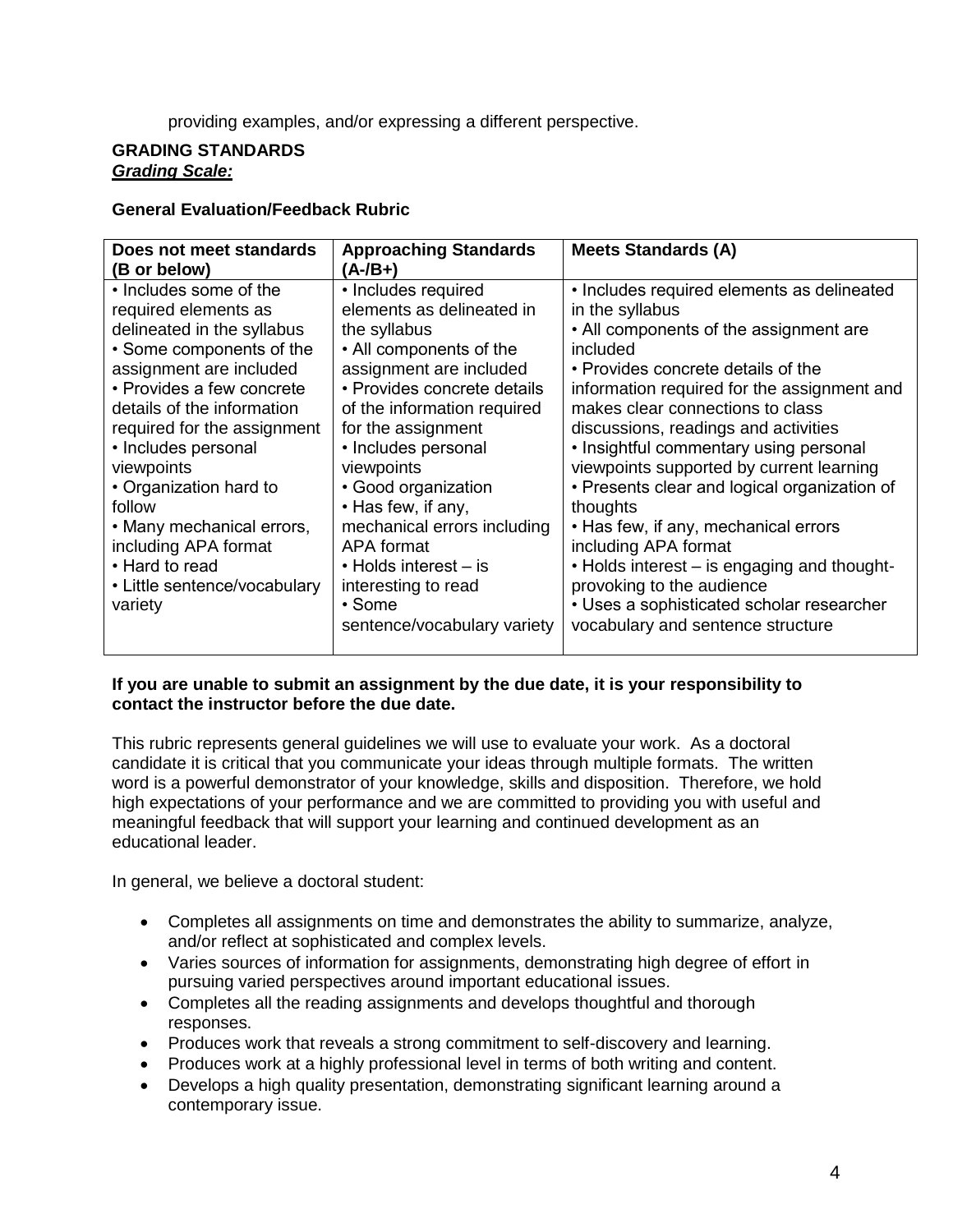providing examples, and/or expressing a different perspective.

**GRADING STANDARDS**
***Grading Scale:***

**General Evaluation/Feedback Rubric**

| Does not meet standards (B or below) | Approaching Standards (A-/B+) | Meets Standards (A) |
|---|---|---|
| • Includes some of the required elements as delineated in the syllabus<br>• Some components of the assignment are included<br>• Provides a few concrete details of the information required for the assignment<br>• Includes personal viewpoints<br>• Organization hard to follow<br>• Many mechanical errors, including APA format<br>• Hard to read<br>• Little sentence/vocabulary variety | • Includes required elements as delineated in the syllabus<br>• All components of the assignment are included<br>• Provides concrete details of the information required for the assignment<br>• Includes personal viewpoints<br>• Good organization<br>• Has few, if any, mechanical errors including APA format<br>• Holds interest – is interesting to read<br>• Some sentence/vocabulary variety | • Includes required elements as delineated in the syllabus<br>• All components of the assignment are included<br>• Provides concrete details of the information required for the assignment and makes clear connections to class discussions, readings and activities<br>• Insightful commentary using personal viewpoints supported by current learning<br>• Presents clear and logical organization of thoughts<br>• Has few, if any, mechanical errors including APA format<br>• Holds interest – is engaging and thought-provoking to the audience<br>• Uses a sophisticated scholar researcher vocabulary and sentence structure |

**If you are unable to submit an assignment by the due date, it is your responsibility to contact the instructor before the due date.**

This rubric represents general guidelines we will use to evaluate your work. As a doctoral candidate it is critical that you communicate your ideas through multiple formats. The written word is a powerful demonstrator of your knowledge, skills and disposition. Therefore, we hold high expectations of your performance and we are committed to providing you with useful and meaningful feedback that will support your learning and continued development as an educational leader.

In general, we believe a doctoral student:

- Completes all assignments on time and demonstrates the ability to summarize, analyze, and/or reflect at sophisticated and complex levels.
- Varies sources of information for assignments, demonstrating high degree of effort in pursuing varied perspectives around important educational issues.
- Completes all the reading assignments and develops thoughtful and thorough responses.
- Produces work that reveals a strong commitment to self-discovery and learning.
- Produces work at a highly professional level in terms of both writing and content.
- Develops a high quality presentation, demonstrating significant learning around a contemporary issue.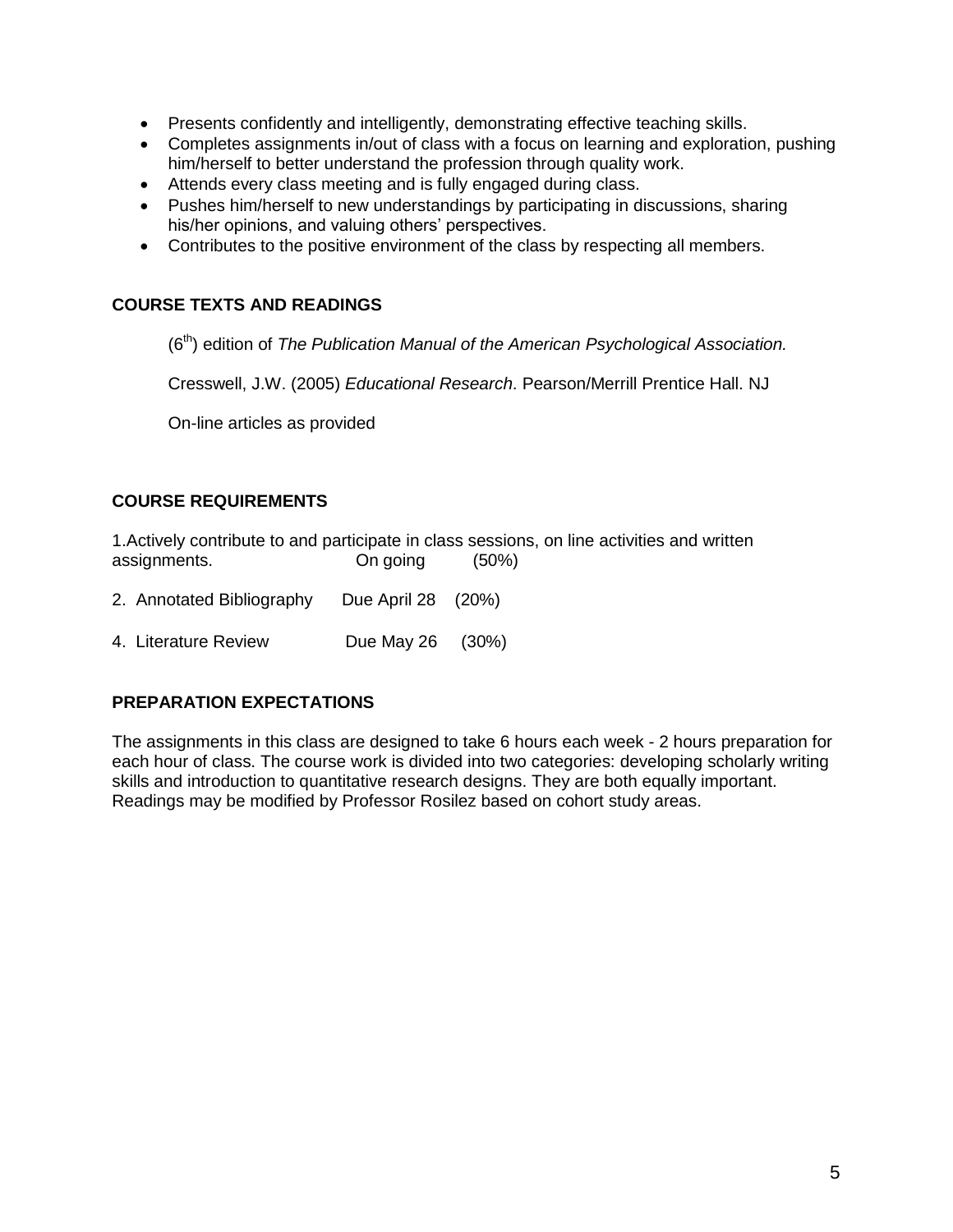- Presents confidently and intelligently, demonstrating effective teaching skills.
- Completes assignments in/out of class with a focus on learning and exploration, pushing him/herself to better understand the profession through quality work.
- Attends every class meeting and is fully engaged during class.
- Pushes him/herself to new understandings by participating in discussions, sharing his/her opinions, and valuing others' perspectives.
- Contributes to the positive environment of the class by respecting all members.

### COURSE TEXTS AND READINGS

(6th) edition of *The Publication Manual of the American Psychological Association.*

Cresswell, J.W. (2005) *Educational Research*. Pearson/Merrill Prentice Hall. NJ

On-line articles as provided

### COURSE REQUIREMENTS

1.Actively contribute to and participate in class sessions, on line activities and written assignments. On going (50%)

2. Annotated Bibliography Due April 28 (20%)

4. Literature Review Due May 26 (30%)

### PREPARATION EXPECTATIONS

The assignments in this class are designed to take 6 hours each week - 2 hours preparation for each hour of class. The course work is divided into two categories: developing scholarly writing skills and introduction to quantitative research designs. They are both equally important. Readings may be modified by Professor Rosilez based on cohort study areas.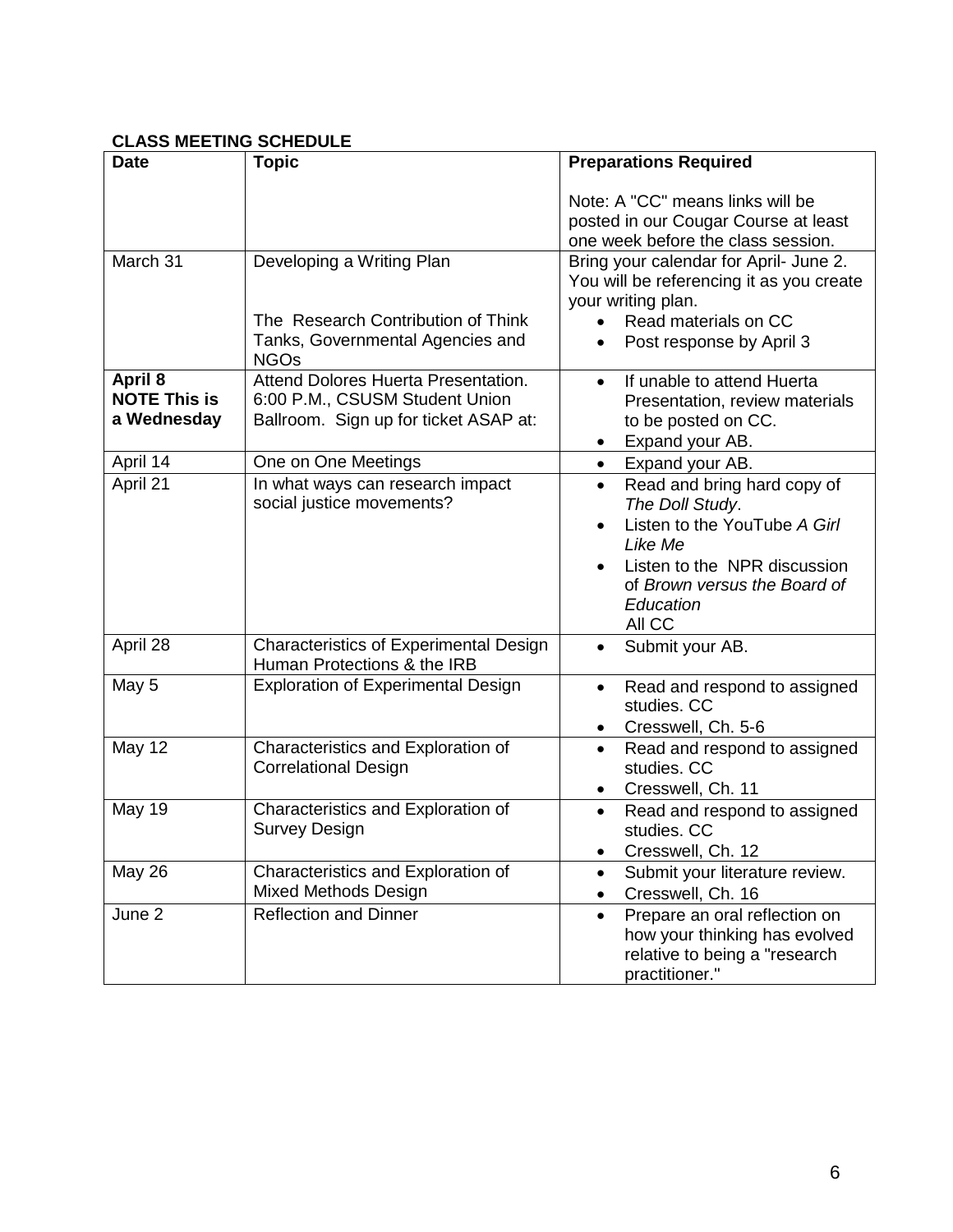**CLASS MEETING SCHEDULE**

| **Date** | **Topic** | **Preparations Required**<br><br>Note: A "CC" means links will be posted in our Cougar Course at least one week before the class session. |
|---|---|---|
| March 31 | Developing a Writing Plan<br><br>The Research Contribution of Think Tanks, Governmental Agencies and NGOs | Bring your calendar for April- June 2. You will be referencing it as you create your writing plan.<br>• Read materials on CC<br>• Post response by April 3 |
| **April 8 NOTE This is a Wednesday** | Attend Dolores Huerta Presentation. 6:00 P.M., CSUSM Student Union Ballroom. Sign up for ticket ASAP at: | • If unable to attend Huerta Presentation, review materials to be posted on CC.<br>• Expand your AB. |
| April 14 | One on One Meetings | • Expand your AB. |
| April 21 | In what ways can research impact social justice movements? | • Read and bring hard copy of *The Doll Study*.<br>• Listen to the YouTube *A Girl Like Me*<br>• Listen to the NPR discussion of *Brown versus the Board of Education*<br>All CC |
| April 28 | Characteristics of Experimental Design Human Protections & the IRB | • Submit your AB. |
| May 5 | Exploration of Experimental Design | • Read and respond to assigned studies. CC<br>• Cresswell, Ch. 5-6 |
| May 12 | Characteristics and Exploration of Correlational Design | • Read and respond to assigned studies. CC<br>• Cresswell, Ch. 11 |
| May 19 | Characteristics and Exploration of Survey Design | • Read and respond to assigned studies. CC<br>• Cresswell, Ch. 12 |
| May 26 | Characteristics and Exploration of Mixed Methods Design | • Submit your literature review.<br>• Cresswell, Ch. 16 |
| June 2 | Reflection and Dinner | • Prepare an oral reflection on how your thinking has evolved relative to being a "research practitioner." |